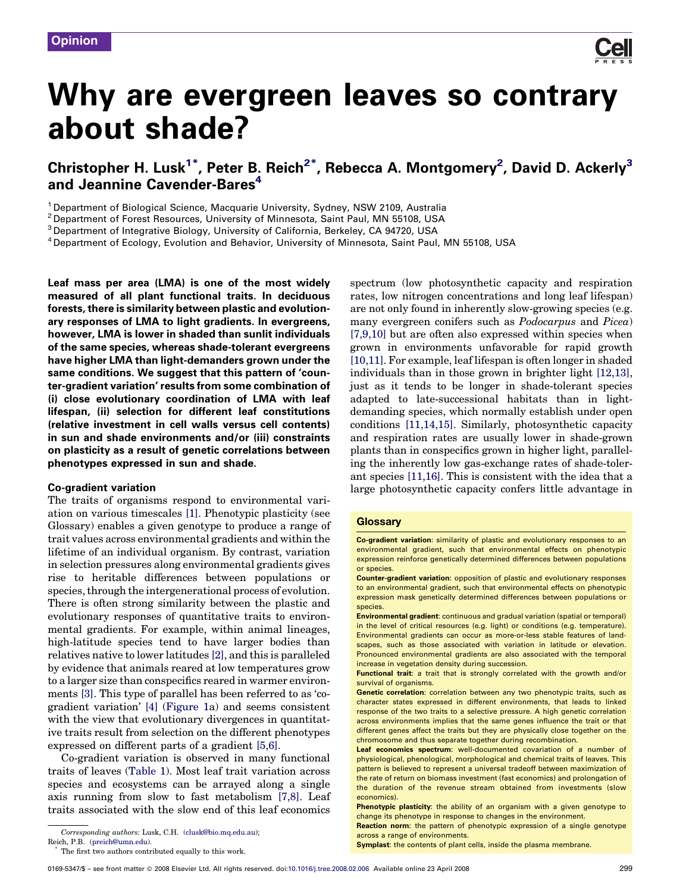Opinion

# Why are evergreen leaves so contrary about shade?

## Christopher H. Lusk[1*], Peter B. Reich[2*], Rebecca A. Montgomery[2], David D. Ackerly[3] and Jeannine Cavender-Bares[4]

[1] Department of Biological Science, Macquarie University, Sydney, NSW 2109, Australia
[2] Department of Forest Resources, University of Minnesota, Saint Paul, MN 55108, USA
[3] Department of Integrative Biology, University of California, Berkeley, CA 94720, USA
[4] Department of Ecology, Evolution and Behavior, University of Minnesota, Saint Paul, MN 55108, USA

**Leaf mass per area (LMA) is one of the most widely measured of all plant functional traits. In deciduous forests, there is similarity between plastic and evolutionary responses of LMA to light gradients. In evergreens, however, LMA is lower in shaded than sunlit individuals of the same species, whereas shade-tolerant evergreens have higher LMA than light-demanders grown under the same conditions. We suggest that this pattern of 'counter-gradient variation' results from some combination of (i) close evolutionary coordination of LMA with leaf lifespan, (ii) selection for different leaf constitutions (relative investment in cell walls versus cell contents) in sun and shade environments and/or (iii) constraints on plasticity as a result of genetic correlations between phenotypes expressed in sun and shade.**

### Co-gradient variation

The traits of organisms respond to environmental variation on various timescales [1]. Phenotypic plasticity (see Glossary) enables a given genotype to produce a range of trait values across environmental gradients and within the lifetime of an individual organism. By contrast, variation in selection pressures along environmental gradients gives rise to heritable differences between populations or species, through the intergenerational process of evolution. There is often strong similarity between the plastic and evolutionary responses of quantitative traits to environmental gradients. For example, within animal lineages, high-latitude species tend to have larger bodies than relatives native to lower latitudes [2], and this is paralleled by evidence that animals reared at low temperatures grow to a larger size than conspecifics reared in warmer environments [3]. This type of parallel has been referred to as 'co-gradient variation' [4] (Figure 1a) and seems consistent with the view that evolutionary divergences in quantitative traits result from selection on the different phenotypes expressed on different parts of a gradient [5,6].

Co-gradient variation is observed in many functional traits of leaves (Table 1). Most leaf trait variation across species and ecosystems can be arrayed along a single axis running from slow to fast metabolism [7,8]. Leaf traits associated with the slow end of this leaf economics spectrum (low photosynthetic capacity and respiration rates, low nitrogen concentrations and long leaf lifespan) are not only found in inherently slow-growing species (e.g. many evergreen conifers such as *Podocarpus* and *Picea*) [7,9,10] but are often also expressed within species when grown in environments unfavorable for rapid growth [10,11]. For example, leaf lifespan is often longer in shaded individuals than in those grown in brighter light [12,13], just as it tends to be longer in shade-tolerant species adapted to late-successional habitats than in light-demanding species, which normally establish under open conditions [11,14,15]. Similarly, photosynthetic capacity and respiration rates are usually lower in shade-grown plants than in conspecifics grown in higher light, paralleling the inherently low gas-exchange rates of shade-tolerant species [11,16]. This is consistent with the idea that a large photosynthetic capacity confers little advantage in

### Glossary

**Co-gradient variation**: similarity of plastic and evolutionary responses to an environmental gradient, such that environmental effects on phenotypic expression reinforce genetically determined differences between populations or species.
**Counter-gradient variation**: opposition of plastic and evolutionary responses to an environmental gradient, such that environmental effects on phenotypic expression mask genetically determined differences between populations or species.
**Environmental gradient**: continuous and gradual variation (spatial or temporal) in the level of critical resources (e.g. light) or conditions (e.g. temperature). Environmental gradients can occur as more-or-less stable features of landscapes, such as those associated with variation in latitude or elevation. Pronounced environmental gradients are also associated with the temporal increase in vegetation density during succession.
**Functional trait**: a trait that is strongly correlated with the growth and/or survival of organisms.
**Genetic correlation**: correlation between any two phenotypic traits, such as character states expressed in different environments, that leads to linked response of the two traits to a selective pressure. A high genetic correlation across environments implies that the same genes influence the trait or that different genes affect the traits but they are physically close together on the chromosome and thus separate together during recombination.
**Leaf economics spectrum**: well-documented covariation of a number of physiological, phenological, morphological and chemical traits of leaves. This pattern is believed to represent a universal tradeoff between maximization of the rate of return on biomass investment (fast economics) and prolongation of the duration of the revenue stream obtained from investments (slow economics).
**Phenotypic plasticity**: the ability of an organism with a given genotype to change its phenotype in response to changes in the environment.
**Reaction norm**: the pattern of phenotypic expression of a single genotype across a range of environments.
**Symplast**: the contents of plant cells, inside the plasma membrane.

*Corresponding authors:* Lusk, C.H. (clusk@bio.mq.edu.au); Reich, P.B. (preich@umn.edu).
* The first two authors contributed equally to this work.

0169-5347/$ – see front matter © 2008 Elsevier Ltd. All rights reserved. doi:10.1016/j.tree.2008.02.006 Available online 23 April 2008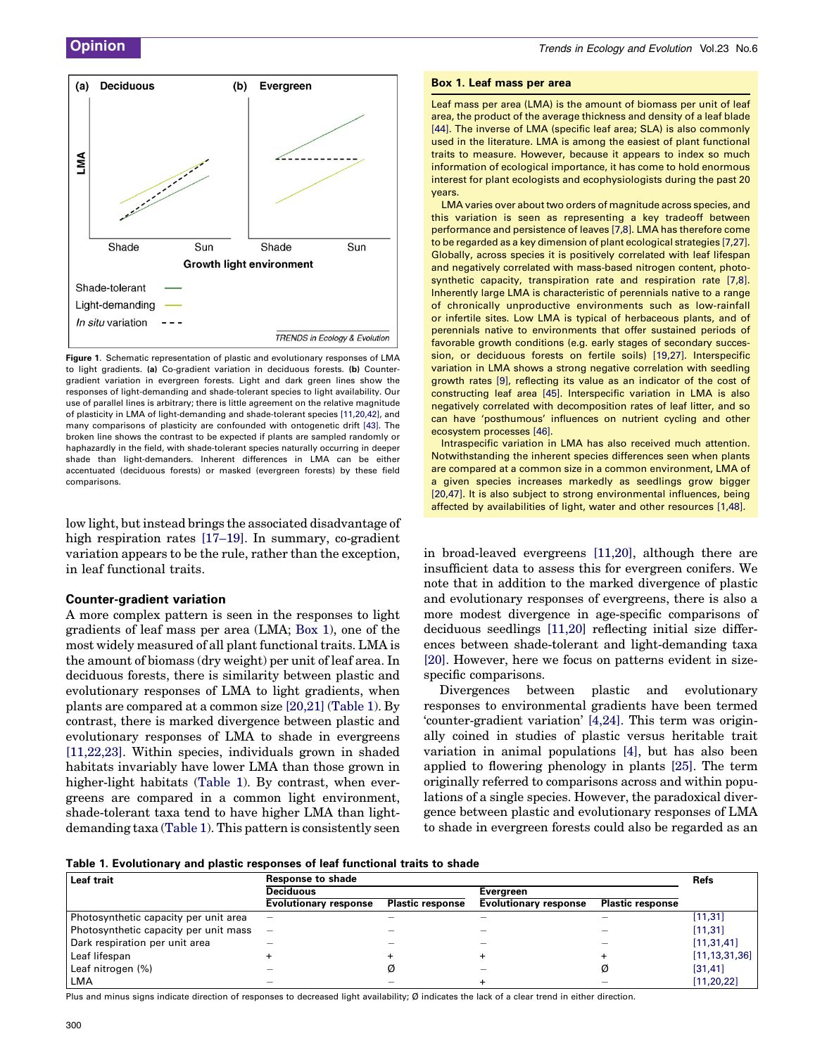Figure 1. Schematic representation of plastic and evolutionary responses of LMA to light gradients. **(a)** Co-gradient variation in deciduous forests. **(b)** Counter-gradient variation in evergreen forests. Light and dark green lines show the responses of light-demanding and shade-tolerant species to light availability. Our use of parallel lines is arbitrary; there is little agreement on the relative magnitude of plasticity in LMA of light-demanding and shade-tolerant species [11,20,42], and many comparisons of plasticity are confounded with ontogenetic drift [43]. The broken line shows the contrast to be expected if plants are sampled randomly or haphazardly in the field, with shade-tolerant species naturally occurring in deeper shade than light-demanders. Inherent differences in LMA can be either accentuated (deciduous forests) or masked (evergreen forests) by these field comparisons.

low light, but instead brings the associated disadvantage of high respiration rates [17–19]. In summary, co-gradient variation appears to be the rule, rather than the exception, in leaf functional traits.

### Counter-gradient variation

A more complex pattern is seen in the responses to light gradients of leaf mass per area (LMA; Box 1), one of the most widely measured of all plant functional traits. LMA is the amount of biomass (dry weight) per unit of leaf area. In deciduous forests, there is similarity between plastic and evolutionary responses of LMA to light gradients, when plants are compared at a common size [20,21] (Table 1). By contrast, there is marked divergence between plastic and evolutionary responses of LMA to shade in evergreens [11,22,23]. Within species, individuals grown in shaded habitats invariably have lower LMA than those grown in higher-light habitats (Table 1). By contrast, when evergreens are compared in a common light environment, shade-tolerant taxa tend to have higher LMA than light-demanding taxa (Table 1). This pattern is consistently seen in broad-leaved evergreens [11,20], although there are insufficient data to assess this for evergreen conifers. We note that in addition to the marked divergence of plastic and evolutionary responses of evergreens, there is also a more modest divergence in age-specific comparisons of deciduous seedlings [11,20] reflecting initial size differences between shade-tolerant and light-demanding taxa [20]. However, here we focus on patterns evident in size-specific comparisons.

Divergences between plastic and evolutionary responses to environmental gradients have been termed 'counter-gradient variation' [4,24]. This term was originally coined in studies of plastic versus heritable trait variation in animal populations [4], but has also been applied to flowering phenology in plants [25]. The term originally referred to comparisons across and within populations of a single species. However, the paradoxical divergence between plastic and evolutionary responses of LMA to shade in evergreen forests could also be regarded as an

**Box 1. Leaf mass per area**

Leaf mass per area (LMA) is the amount of biomass per unit of leaf area, the product of the average thickness and density of a leaf blade [44]. The inverse of LMA (specific leaf area; SLA) is also commonly used in the literature. LMA is among the easiest of plant functional traits to measure. However, because it appears to index so much information of ecological importance, it has come to hold enormous interest for plant ecologists and ecophysiologists during the past 20 years.

LMA varies over about two orders of magnitude across species, and this variation is seen as representing a key tradeoff between performance and persistence of leaves [7,8]. LMA has therefore come to be regarded as a key dimension of plant ecological strategies [7,27]. Globally, across species it is positively correlated with leaf lifespan and negatively correlated with mass-based nitrogen content, photosynthetic capacity, transpiration rate and respiration rate [7,8]. Inherently large LMA is characteristic of perennials native to a range of chronically unproductive environments such as low-rainfall or infertile sites. Low LMA is typical of herbaceous plants, and of perennials native to environments that offer sustained periods of favorable growth conditions (e.g. early stages of secondary succession, or deciduous forests on fertile soils) [19,27]. Interspecific variation in LMA shows a strong negative correlation with seedling growth rates [9], reflecting its value as an indicator of the cost of constructing leaf area [45]. Interspecific variation in LMA is also negatively correlated with decomposition rates of leaf litter, and so can have 'posthumous' influences on nutrient cycling and other ecosystem processes [46].

Intraspecific variation in LMA has also received much attention. Notwithstanding the inherent species differences seen when plants are compared at a common size in a common environment, LMA of a given species increases markedly as seedlings grow bigger [20,47]. It is also subject to strong environmental influences, being affected by availabilities of light, water and other resources [1,48].

**Table 1. Evolutionary and plastic responses of leaf functional traits to shade**

| Leaf trait | Response to shade | | | | Refs |
|---|---|---|---|---|---|
| | Deciduous | | Evergreen | | |
| | Evolutionary response | Plastic response | Evolutionary response | Plastic response | |
| Photosynthetic capacity per unit area | – | – | – | – | [11,31] |
| Photosynthetic capacity per unit mass | – | – | – | – | [11,31] |
| Dark respiration per unit area | – | – | – | – | [11,31,41] |
| Leaf lifespan | + | + | + | + | [11,13,31,36] |
| Leaf nitrogen (%) | – | Ø | – | Ø | [31,41] |
| LMA | – | – | + | – | [11,20,22] |

Plus and minus signs indicate direction of responses to decreased light availability; Ø indicates the lack of a clear trend in either direction.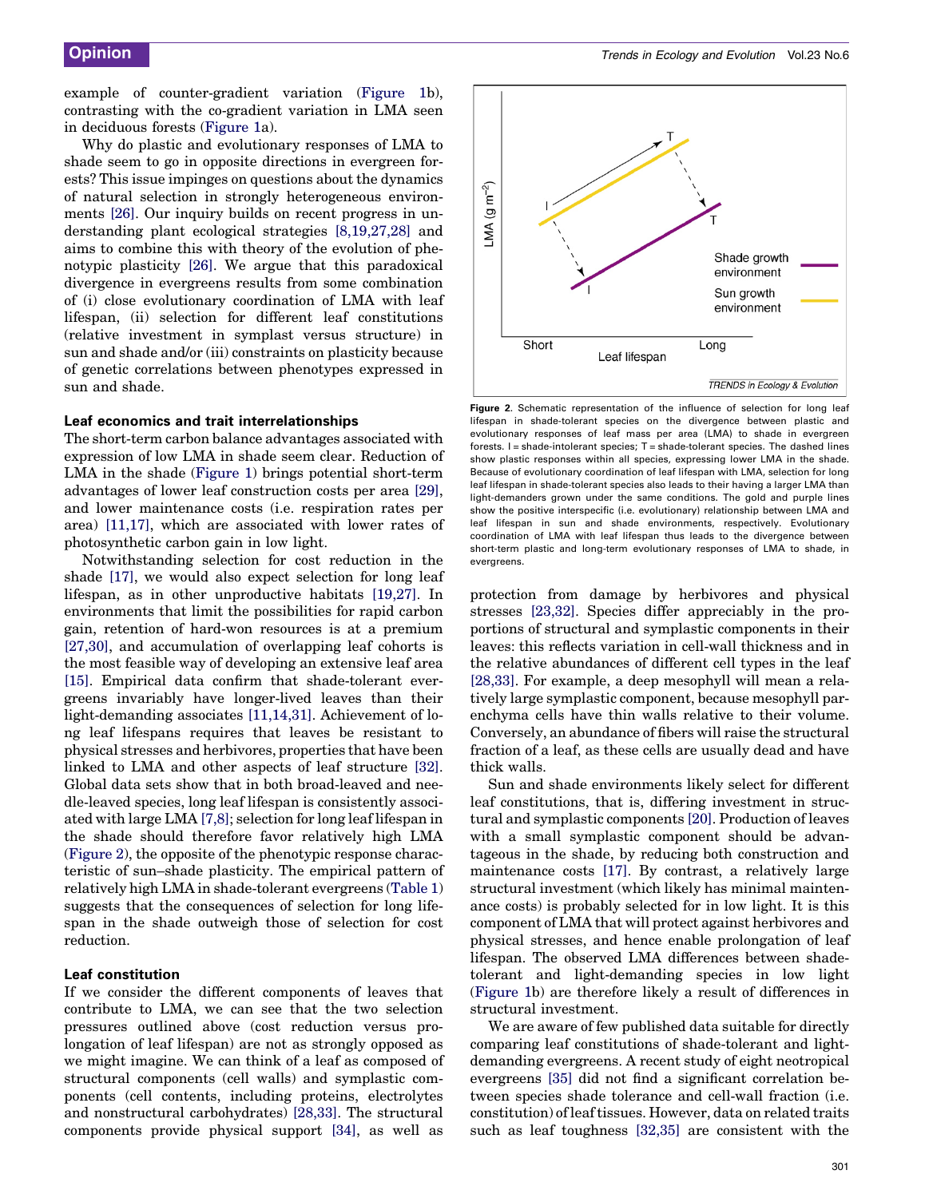example of counter-gradient variation (Figure 1b), contrasting with the co-gradient variation in LMA seen in deciduous forests (Figure 1a).

Why do plastic and evolutionary responses of LMA to shade seem to go in opposite directions in evergreen forests? This issue impinges on questions about the dynamics of natural selection in strongly heterogeneous environments [26]. Our inquiry builds on recent progress in understanding plant ecological strategies [8,19,27,28] and aims to combine this with theory of the evolution of phenotypic plasticity [26]. We argue that this paradoxical divergence in evergreens results from some combination of (i) close evolutionary coordination of LMA with leaf lifespan, (ii) selection for different leaf constitutions (relative investment in symplast versus structure) in sun and shade and/or (iii) constraints on plasticity because of genetic correlations between phenotypes expressed in sun and shade.

## Leaf economics and trait interrelationships

The short-term carbon balance advantages associated with expression of low LMA in shade seem clear. Reduction of LMA in the shade (Figure 1) brings potential short-term advantages of lower leaf construction costs per area [29], and lower maintenance costs (i.e. respiration rates per area) [11,17], which are associated with lower rates of photosynthetic carbon gain in low light.

Notwithstanding selection for cost reduction in the shade [17], we would also expect selection for long leaf lifespan, as in other unproductive habitats [19,27]. In environments that limit the possibilities for rapid carbon gain, retention of hard-won resources is at a premium [27,30], and accumulation of overlapping leaf cohorts is the most feasible way of developing an extensive leaf area [15]. Empirical data confirm that shade-tolerant evergreens invariably have longer-lived leaves than their light-demanding associates [11,14,31]. Achievement of long leaf lifespans requires that leaves be resistant to physical stresses and herbivores, properties that have been linked to LMA and other aspects of leaf structure [32]. Global data sets show that in both broad-leaved and needle-leaved species, long leaf lifespan is consistently associated with large LMA [7,8]; selection for long leaf lifespan in the shade should therefore favor relatively high LMA (Figure 2), the opposite of the phenotypic response characteristic of sun–shade plasticity. The empirical pattern of relatively high LMA in shade-tolerant evergreens (Table 1) suggests that the consequences of selection for long lifespan in the shade outweigh those of selection for cost reduction.

**Figure 2.** Schematic representation of the influence of selection for long leaf lifespan in shade-tolerant species on the divergence between plastic and evolutionary responses of leaf mass per area (LMA) to shade in evergreen forests. I = shade-intolerant species; T = shade-tolerant species. The dashed lines show plastic responses within all species, expressing lower LMA in the shade. Because of evolutionary coordination of leaf lifespan with LMA, selection for long leaf lifespan in shade-tolerant species also leads to their having a larger LMA than light-demanders grown under the same conditions. The gold and purple lines show the positive interspecific (i.e. evolutionary) relationship between LMA and leaf lifespan in sun and shade environments, respectively. Evolutionary coordination of LMA with leaf lifespan thus leads to the divergence between short-term plastic and long-term evolutionary responses of LMA to shade, in evergreens.

## Leaf constitution

If we consider the different components of leaves that contribute to LMA, we can see that the two selection pressures outlined above (cost reduction versus prolongation of leaf lifespan) are not as strongly opposed as we might imagine. We can think of a leaf as composed of structural components (cell walls) and symplastic components (cell contents, including proteins, electrolytes and nonstructural carbohydrates) [28,33]. The structural components provide physical support [34], as well as protection from damage by herbivores and physical stresses [23,32]. Species differ appreciably in the proportions of structural and symplastic components in their leaves: this reflects variation in cell-wall thickness and in the relative abundances of different cell types in the leaf [28,33]. For example, a deep mesophyll will mean a relatively large symplastic component, because mesophyll parenchyma cells have thin walls relative to their volume. Conversely, an abundance of fibers will raise the structural fraction of a leaf, as these cells are usually dead and have thick walls.

Sun and shade environments likely select for different leaf constitutions, that is, differing investment in structural and symplastic components [20]. Production of leaves with a small symplastic component should be advantageous in the shade, by reducing both construction and maintenance costs [17]. By contrast, a relatively large structural investment (which likely has minimal maintenance costs) is probably selected for in low light. It is this component of LMA that will protect against herbivores and physical stresses, and hence enable prolongation of leaf lifespan. The observed LMA differences between shade-tolerant and light-demanding species in low light (Figure 1b) are therefore likely a result of differences in structural investment.

We are aware of few published data suitable for directly comparing leaf constitutions of shade-tolerant and light-demanding evergreens. A recent study of eight neotropical evergreens [35] did not find a significant correlation between species shade tolerance and cell-wall fraction (i.e. constitution) of leaf tissues. However, data on related traits such as leaf toughness [32,35] are consistent with the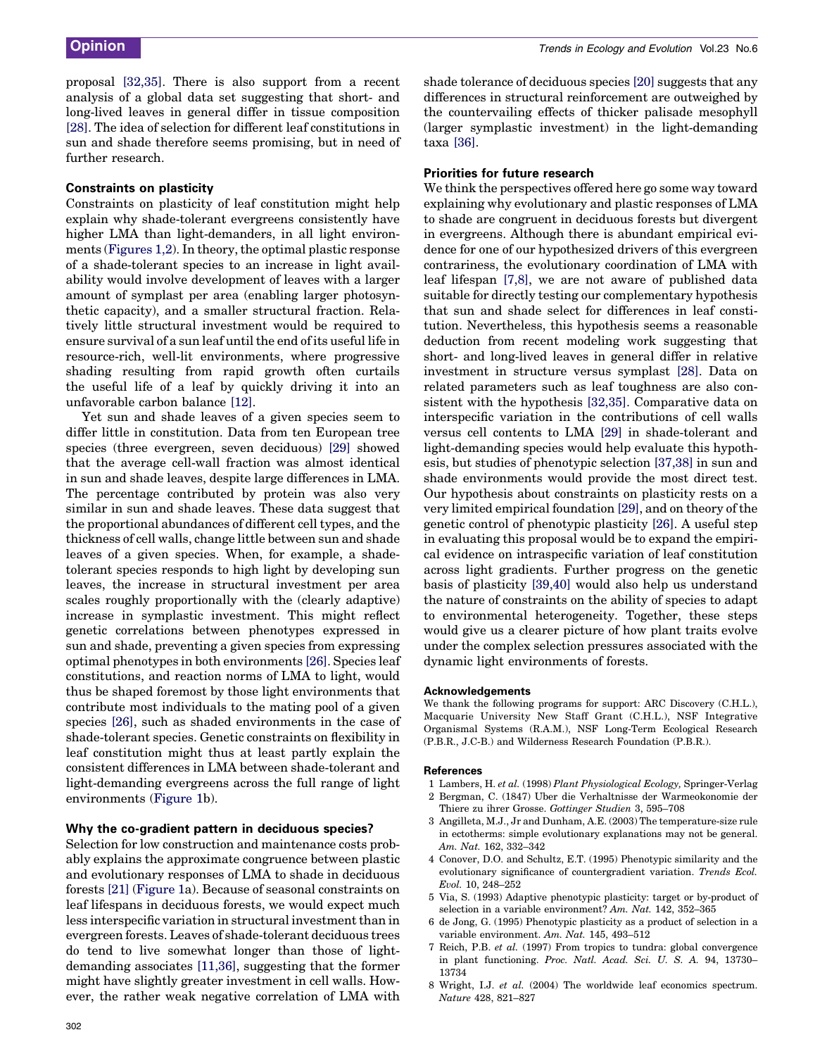proposal [32,35]. There is also support from a recent analysis of a global data set suggesting that short- and long-lived leaves in general differ in tissue composition [28]. The idea of selection for different leaf constitutions in sun and shade therefore seems promising, but in need of further research.

### Constraints on plasticity

Constraints on plasticity of leaf constitution might help explain why shade-tolerant evergreens consistently have higher LMA than light-demanders, in all light environments (Figures 1,2). In theory, the optimal plastic response of a shade-tolerant species to an increase in light availability would involve development of leaves with a larger amount of symplast per area (enabling larger photosynthetic capacity), and a smaller structural fraction. Relatively little structural investment would be required to ensure survival of a sun leaf until the end of its useful life in resource-rich, well-lit environments, where progressive shading resulting from rapid growth often curtails the useful life of a leaf by quickly driving it into an unfavorable carbon balance [12].

Yet sun and shade leaves of a given species seem to differ little in constitution. Data from ten European tree species (three evergreen, seven deciduous) [29] showed that the average cell-wall fraction was almost identical in sun and shade leaves, despite large differences in LMA. The percentage contributed by protein was also very similar in sun and shade leaves. These data suggest that the proportional abundances of different cell types, and the thickness of cell walls, change little between sun and shade leaves of a given species. When, for example, a shade-tolerant species responds to high light by developing sun leaves, the increase in structural investment per area scales roughly proportionally with the (clearly adaptive) increase in symplastic investment. This might reflect genetic correlations between phenotypes expressed in sun and shade, preventing a given species from expressing optimal phenotypes in both environments [26]. Species leaf constitutions, and reaction norms of LMA to light, would thus be shaped foremost by those light environments that contribute most individuals to the mating pool of a given species [26], such as shaded environments in the case of shade-tolerant species. Genetic constraints on flexibility in leaf constitution might thus at least partly explain the consistent differences in LMA between shade-tolerant and light-demanding evergreens across the full range of light environments (Figure 1b).

### Why the co-gradient pattern in deciduous species?

Selection for low construction and maintenance costs probably explains the approximate congruence between plastic and evolutionary responses of LMA to shade in deciduous forests [21] (Figure 1a). Because of seasonal constraints on leaf lifespans in deciduous forests, we would expect much less interspecific variation in structural investment than in evergreen forests. Leaves of shade-tolerant deciduous trees do tend to live somewhat longer than those of light-demanding associates [11,36], suggesting that the former might have slightly greater investment in cell walls. However, the rather weak negative correlation of LMA with shade tolerance of deciduous species [20] suggests that any differences in structural reinforcement are outweighed by the countervailing effects of thicker palisade mesophyll (larger symplastic investment) in the light-demanding taxa [36].

### Priorities for future research

We think the perspectives offered here go some way toward explaining why evolutionary and plastic responses of LMA to shade are congruent in deciduous forests but divergent in evergreens. Although there is abundant empirical evidence for one of our hypothesized drivers of this evergreen contrariness, the evolutionary coordination of LMA with leaf lifespan [7,8], we are not aware of published data suitable for directly testing our complementary hypothesis that sun and shade select for differences in leaf constitution. Nevertheless, this hypothesis seems a reasonable deduction from recent modeling work suggesting that short- and long-lived leaves in general differ in relative investment in structure versus symplast [28]. Data on related parameters such as leaf toughness are also consistent with the hypothesis [32,35]. Comparative data on interspecific variation in the contributions of cell walls versus cell contents to LMA [29] in shade-tolerant and light-demanding species would help evaluate this hypothesis, but studies of phenotypic selection [37,38] in sun and shade environments would provide the most direct test. Our hypothesis about constraints on plasticity rests on a very limited empirical foundation [29], and on theory of the genetic control of phenotypic plasticity [26]. A useful step in evaluating this proposal would be to expand the empirical evidence on intraspecific variation of leaf constitution across light gradients. Further progress on the genetic basis of plasticity [39,40] would also help us understand the nature of constraints on the ability of species to adapt to environmental heterogeneity. Together, these steps would give us a clearer picture of how plant traits evolve under the complex selection pressures associated with the dynamic light environments of forests.

### Acknowledgements

We thank the following programs for support: ARC Discovery (C.H.L.), Macquarie University New Staff Grant (C.H.L.), NSF Integrative Organismal Systems (R.A.M.), NSF Long-Term Ecological Research (P.B.R., J.C-B.) and Wilderness Research Foundation (P.B.R.).

### References

1. Lambers, H. *et al.* (1998) *Plant Physiological Ecology*, Springer-Verlag
2. Bergman, C. (1847) Uber die Verhaltnisse der Warmeokonomie der Thiere zu ihrer Grosse. *Gottinger Studien* 3, 595–708
3. Angilleta, M.J., Jr and Dunham, A.E. (2003) The temperature-size rule in ectotherms: simple evolutionary explanations may not be general. *Am. Nat.* 162, 332–342
4. Conover, D.O. and Schultz, E.T. (1995) Phenotypic similarity and the evolutionary significance of countergradient variation. *Trends Ecol. Evol.* 10, 248–252
5. Via, S. (1993) Adaptive phenotypic plasticity: target or by-product of selection in a variable environment? *Am. Nat.* 142, 352–365
6. de Jong, G. (1995) Phenotypic plasticity as a product of selection in a variable environment. *Am. Nat.* 145, 493–512
7. Reich, P.B. *et al.* (1997) From tropics to tundra: global convergence in plant functioning. *Proc. Natl. Acad. Sci. U. S. A.* 94, 13730–13734
8. Wright, I.J. *et al.* (2004) The worldwide leaf economics spectrum. *Nature* 428, 821–827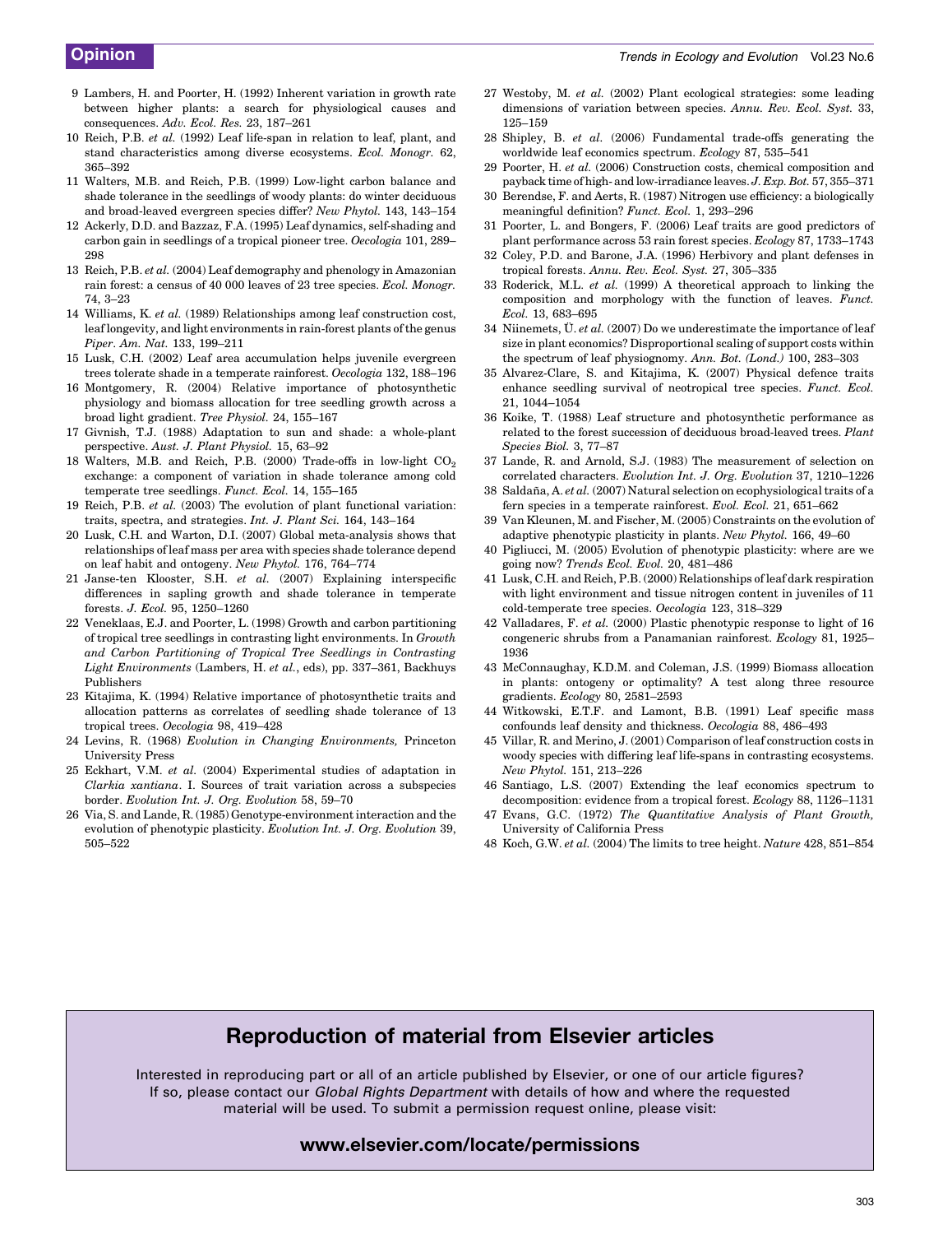9 Lambers, H. and Poorter, H. (1992) Inherent variation in growth rate between higher plants: a search for physiological causes and consequences. *Adv. Ecol. Res.* 23, 187–261

10 Reich, P.B. *et al.* (1992) Leaf life-span in relation to leaf, plant, and stand characteristics among diverse ecosystems. *Ecol. Monogr.* 62, 365–392

11 Walters, M.B. and Reich, P.B. (1999) Low-light carbon balance and shade tolerance in the seedlings of woody plants: do winter deciduous and broad-leaved evergreen species differ? *New Phytol.* 143, 143–154

12 Ackerly, D.D. and Bazzaz, F.A. (1995) Leaf dynamics, self-shading and carbon gain in seedlings of a tropical pioneer tree. *Oecologia* 101, 289–298

13 Reich, P.B. *et al.* (2004) Leaf demography and phenology in Amazonian rain forest: a census of 40 000 leaves of 23 tree species. *Ecol. Monogr.* 74, 3–23

14 Williams, K. *et al.* (1989) Relationships among leaf construction cost, leaf longevity, and light environments in rain-forest plants of the genus *Piper*. *Am. Nat.* 133, 199–211

15 Lusk, C.H. (2002) Leaf area accumulation helps juvenile evergreen trees tolerate shade in a temperate rainforest. *Oecologia* 132, 188–196

16 Montgomery, R. (2004) Relative importance of photosynthetic physiology and biomass allocation for tree seedling growth across a broad light gradient. *Tree Physiol.* 24, 155–167

17 Givnish, T.J. (1988) Adaptation to sun and shade: a whole-plant perspective. *Aust. J. Plant Physiol.* 15, 63–92

18 Walters, M.B. and Reich, P.B. (2000) Trade-offs in low-light $CO_2$ exchange: a component of variation in shade tolerance among cold temperate tree seedlings. *Funct. Ecol.* 14, 155–165

19 Reich, P.B. *et al.* (2003) The evolution of plant functional variation: traits, spectra, and strategies. *Int. J. Plant Sci.* 164, 143–164

20 Lusk, C.H. and Warton, D.I. (2007) Global meta-analysis shows that relationships of leaf mass per area with species shade tolerance depend on leaf habit and ontogeny. *New Phytol.* 176, 764–774

21 Janse-ten Klooster, S.H. *et al.* (2007) Explaining interspecific differences in sapling growth and shade tolerance in temperate forests. *J. Ecol.* 95, 1250–1260

22 Veneklaas, E.J. and Poorter, L. (1998) Growth and carbon partitioning of tropical tree seedlings in contrasting light environments. In *Growth and Carbon Partitioning of Tropical Tree Seedlings in Contrasting Light Environments* (Lambers, H. *et al.*, eds), pp. 337–361, Backhuys Publishers

23 Kitajima, K. (1994) Relative importance of photosynthetic traits and allocation patterns as correlates of seedling shade tolerance of 13 tropical trees. *Oecologia* 98, 419–428

24 Levins, R. (1968) *Evolution in Changing Environments,* Princeton University Press

25 Eckhart, V.M. *et al.* (2004) Experimental studies of adaptation in *Clarkia xantiana*. I. Sources of trait variation across a subspecies border. *Evolution Int. J. Org. Evolution* 58, 59–70

26 Via, S. and Lande, R. (1985) Genotype-environment interaction and the evolution of phenotypic plasticity. *Evolution Int. J. Org. Evolution* 39, 505–522

27 Westoby, M. *et al.* (2002) Plant ecological strategies: some leading dimensions of variation between species. *Annu. Rev. Ecol. Syst.* 33, 125–159

28 Shipley, B. *et al.* (2006) Fundamental trade-offs generating the worldwide leaf economics spectrum. *Ecology* 87, 535–541

29 Poorter, H. *et al.* (2006) Construction costs, chemical composition and payback time of high- and low-irradiance leaves. *J. Exp. Bot.* 57, 355–371

30 Berendse, F. and Aerts, R. (1987) Nitrogen use efficiency: a biologically meaningful definition? *Funct. Ecol.* 1, 293–296

31 Poorter, L. and Bongers, F. (2006) Leaf traits are good predictors of plant performance across 53 rain forest species. *Ecology* 87, 1733–1743

32 Coley, P.D. and Barone, J.A. (1996) Herbivory and plant defenses in tropical forests. *Annu. Rev. Ecol. Syst.* 27, 305–335

33 Roderick, M.L. *et al.* (1999) A theoretical approach to linking the composition and morphology with the function of leaves. *Funct. Ecol.* 13, 683–695

34 Niinemets, Ü. *et al.* (2007) Do we underestimate the importance of leaf size in plant economics? Disproportional scaling of support costs within the spectrum of leaf physiognomy. *Ann. Bot. (Lond.)* 100, 283–303

35 Alvarez-Clare, S. and Kitajima, K. (2007) Physical defence traits enhance seedling survival of neotropical tree species. *Funct. Ecol.* 21, 1044–1054

36 Koike, T. (1988) Leaf structure and photosynthetic performance as related to the forest succession of deciduous broad-leaved trees. *Plant Species Biol.* 3, 77–87

37 Lande, R. and Arnold, S.J. (1983) The measurement of selection on correlated characters. *Evolution Int. J. Org. Evolution* 37, 1210–1226

38 Saldaña, A. *et al.* (2007) Natural selection on ecophysiological traits of a fern species in a temperate rainforest. *Evol. Ecol.* 21, 651–662

39 Van Kleunen, M. and Fischer, M. (2005) Constraints on the evolution of adaptive phenotypic plasticity in plants. *New Phytol.* 166, 49–60

40 Pigliucci, M. (2005) Evolution of phenotypic plasticity: where are we going now? *Trends Ecol. Evol.* 20, 481–486

41 Lusk, C.H. and Reich, P.B. (2000) Relationships of leaf dark respiration with light environment and tissue nitrogen content in juveniles of 11 cold-temperate tree species. *Oecologia* 123, 318–329

42 Valladares, F. *et al.* (2000) Plastic phenotypic response to light of 16 congeneric shrubs from a Panamanian rainforest. *Ecology* 81, 1925–1936

43 McConnaughay, K.D.M. and Coleman, J.S. (1999) Biomass allocation in plants: ontogeny or optimality? A test along three resource gradients. *Ecology* 80, 2581–2593

44 Witkowski, E.T.F. and Lamont, B.B. (1991) Leaf specific mass confounds leaf density and thickness. *Oecologia* 88, 486–493

45 Villar, R. and Merino, J. (2001) Comparison of leaf construction costs in woody species with differing leaf life-spans in contrasting ecosystems. *New Phytol.* 151, 213–226

46 Santiago, L.S. (2007) Extending the leaf economics spectrum to decomposition: evidence from a tropical forest. *Ecology* 88, 1126–1131

47 Evans, G.C. (1972) *The Quantitative Analysis of Plant Growth,* University of California Press

48 Koch, G.W. *et al.* (2004) The limits to tree height. *Nature* 428, 851–854

## Reproduction of material from Elsevier articles

Interested in reproducing part or all of an article published by Elsevier, or one of our article figures? If so, please contact our *Global Rights Department* with details of how and where the requested material will be used. To submit a permission request online, please visit:

**www.elsevier.com/locate/permissions**